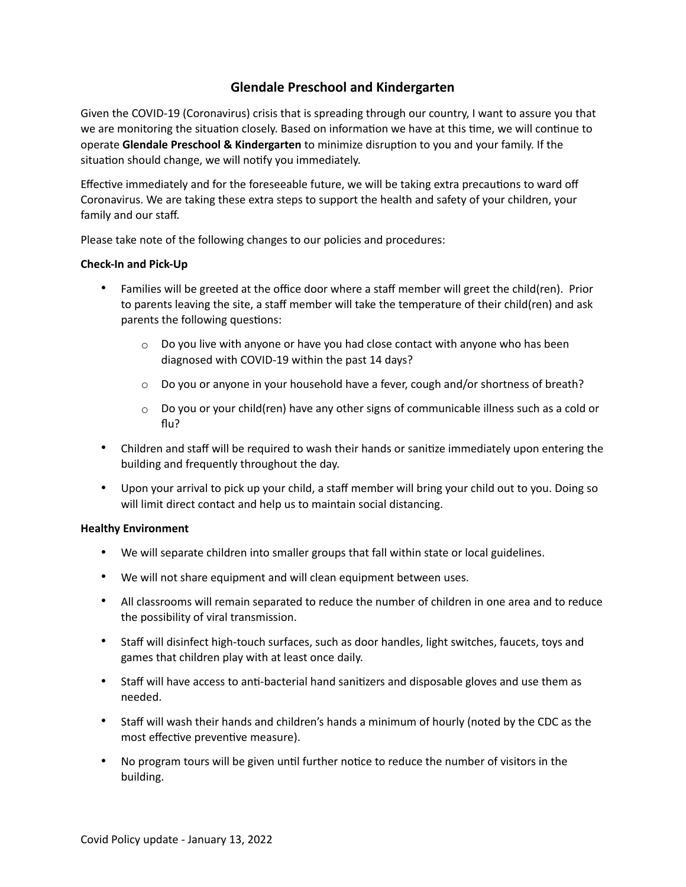# Glendale Preschool and Kindergarten

Given the COVID-19 (Coronavirus) crisis that is spreading through our country, I want to assure you that we are monitoring the situation closely. Based on information we have at this time, we will continue to operate **Glendale Preschool & Kindergarten** to minimize disruption to you and your family. If the situation should change, we will notify you immediately.

Effective immediately and for the foreseeable future, we will be taking extra precautions to ward off Coronavirus. We are taking these extra steps to support the health and safety of your children, your family and our staff.

Please take note of the following changes to our policies and procedures:

**Check-In and Pick-Up**

- Families will be greeted at the office door where a staff member will greet the child(ren). Prior to parents leaving the site, a staff member will take the temperature of their child(ren) and ask parents the following questions:
  - Do you live with anyone or have you had close contact with anyone who has been diagnosed with COVID-19 within the past 14 days?
  - Do you or anyone in your household have a fever, cough and/or shortness of breath?
  - Do you or your child(ren) have any other signs of communicable illness such as a cold or flu?
- Children and staff will be required to wash their hands or sanitize immediately upon entering the building and frequently throughout the day.
- Upon your arrival to pick up your child, a staff member will bring your child out to you. Doing so will limit direct contact and help us to maintain social distancing.

**Healthy Environment**

- We will separate children into smaller groups that fall within state or local guidelines.
- We will not share equipment and will clean equipment between uses.
- All classrooms will remain separated to reduce the number of children in one area and to reduce the possibility of viral transmission.
- Staff will disinfect high-touch surfaces, such as door handles, light switches, faucets, toys and games that children play with at least once daily.
- Staff will have access to anti-bacterial hand sanitizers and disposable gloves and use them as needed.
- Staff will wash their hands and children's hands a minimum of hourly (noted by the CDC as the most effective preventive measure).
- No program tours will be given until further notice to reduce the number of visitors in the building.

Covid Policy update - January 13, 2022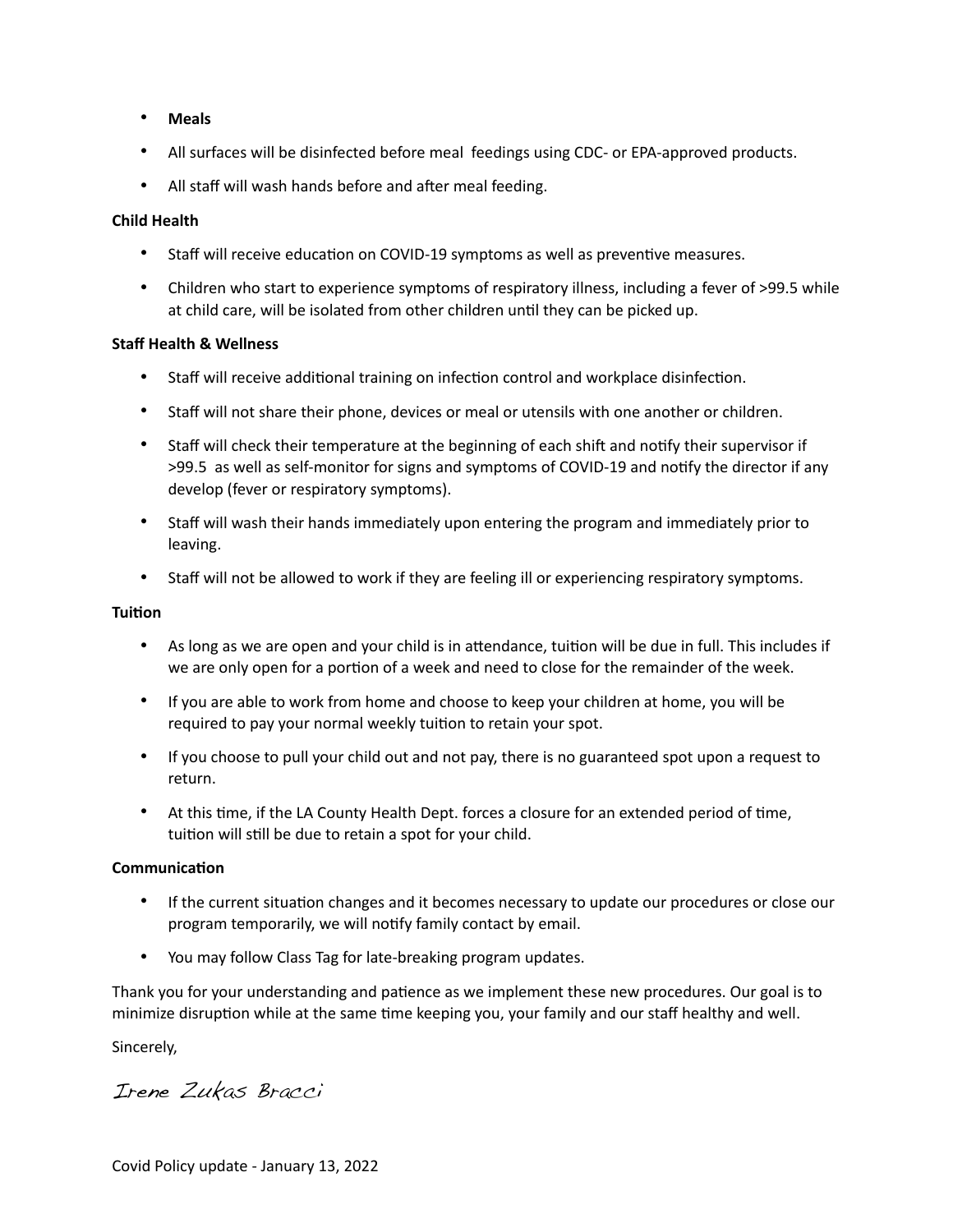- **Meals**
- All surfaces will be disinfected before meal  feedings using CDC- or EPA-approved products.
- All staff will wash hands before and after meal feeding.

**Child Health**

- Staff will receive education on COVID-19 symptoms as well as preventive measures.
- Children who start to experience symptoms of respiratory illness, including a fever of >99.5 while at child care, will be isolated from other children until they can be picked up.

**Staff Health & Wellness**

- Staff will receive additional training on infection control and workplace disinfection.
- Staff will not share their phone, devices or meal or utensils with one another or children.
- Staff will check their temperature at the beginning of each shift and notify their supervisor if >99.5  as well as self-monitor for signs and symptoms of COVID-19 and notify the director if any develop (fever or respiratory symptoms).
- Staff will wash their hands immediately upon entering the program and immediately prior to leaving.
- Staff will not be allowed to work if they are feeling ill or experiencing respiratory symptoms.

**Tuition**

- As long as we are open and your child is in attendance, tuition will be due in full. This includes if we are only open for a portion of a week and need to close for the remainder of the week.
- If you are able to work from home and choose to keep your children at home, you will be required to pay your normal weekly tuition to retain your spot.
- If you choose to pull your child out and not pay, there is no guaranteed spot upon a request to return.
- At this time, if the LA County Health Dept. forces a closure for an extended period of time, tuition will still be due to retain a spot for your child.

**Communication**

- If the current situation changes and it becomes necessary to update our procedures or close our program temporarily, we will notify family contact by email.
- You may follow Class Tag for late-breaking program updates.

Thank you for your understanding and patience as we implement these new procedures. Our goal is to minimize disruption while at the same time keeping you, your family and our staff healthy and well.

Sincerely,

*Irene Zukas Bracci*

Covid Policy update - January 13, 2022